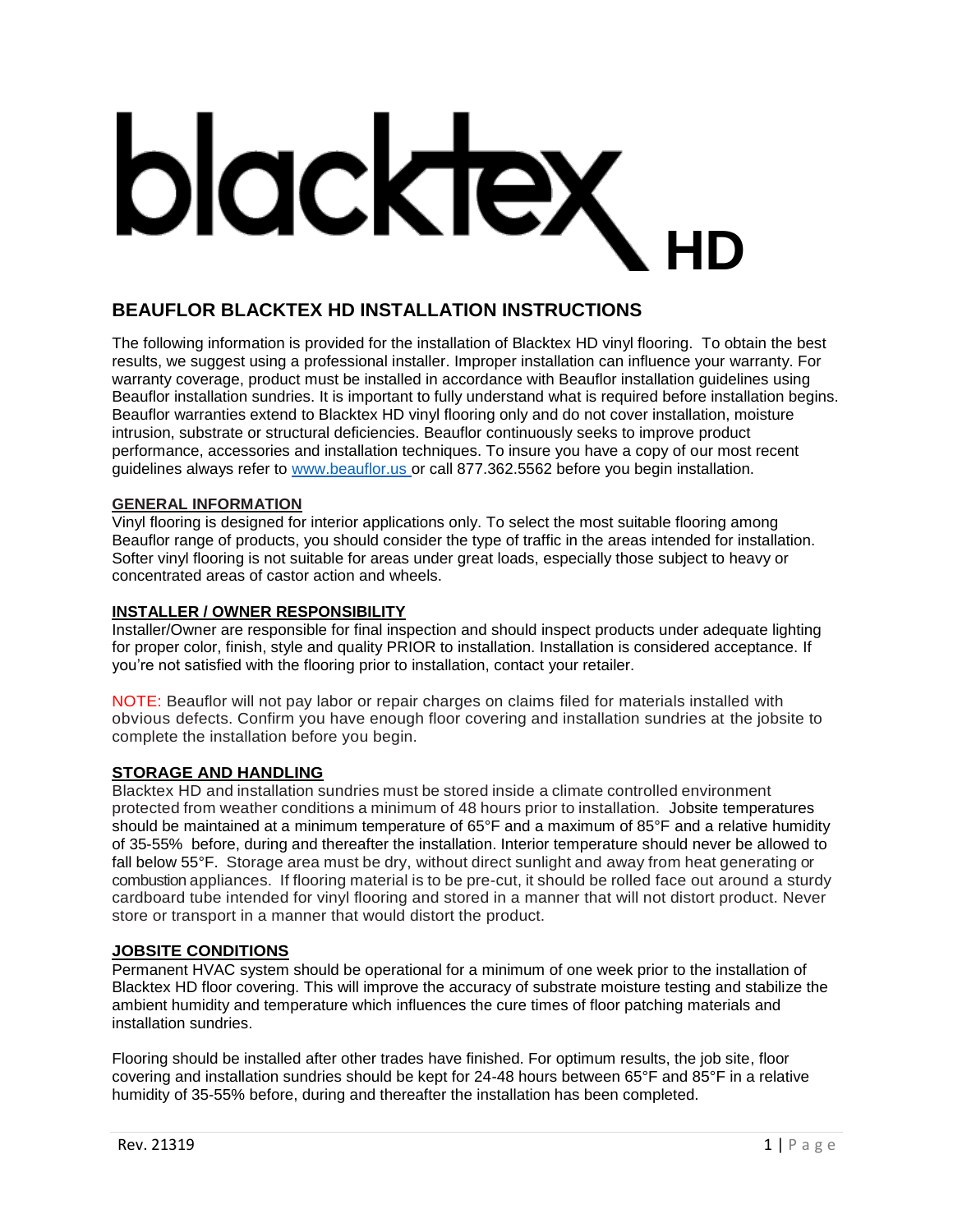# blacktex HD

## BEAUFLOR BLACKTEX HD INSTALLATION INSTRUCTIONS

The following information is provided for the installation of Blacktex HD vinyl flooring. To obtain the best results, we suggest using a professional installer. Improper installation can influence your warranty. For warranty coverage, product must be installed in accordance with Beauflor installation guidelines using Beauflor installation sundries. It is important to fully understand what is required before installation begins. Beauflor warranties extend to Blacktex HD vinyl flooring only and do not cover installation, moisture intrusion, substrate or structural deficiencies. Beauflor continuously seeks to improve product performance, accessories and installation techniques. To insure you have a copy of our most recent guidelines always refer to [www.beauflor.us](http://www.beauflor.us) or call 877.362.5562 before you begin installation.

### GENERAL INFORMATION

Vinyl flooring is designed for interior applications only. To select the most suitable flooring among Beauflor range of products, you should consider the type of traffic in the areas intended for installation. Softer vinyl flooring is not suitable for areas under great loads, especially those subject to heavy or concentrated areas of castor action and wheels.

### INSTALLER / OWNER RESPONSIBILITY

Installer/Owner are responsible for final inspection and should inspect products under adequate lighting for proper color, finish, style and quality PRIOR to installation. Installation is considered acceptance. If you're not satisfied with the flooring prior to installation, contact your retailer.

NOTE: Beauflor will not pay labor or repair charges on claims filed for materials installed with obvious defects. Confirm you have enough floor covering and installation sundries at the jobsite to complete the installation before you begin.

### STORAGE AND HANDLING

Blacktex HD and installation sundries must be stored inside a climate controlled environment protected from weather conditions a minimum of 48 hours prior to installation. Jobsite temperatures should be maintained at a minimum temperature of 65°F and a maximum of 85°F and a relative humidity of 35-55% before, during and thereafter the installation. Interior temperature should never be allowed to fall below 55°F. Storage area must be dry, without direct sunlight and away from heat generating or combustion appliances. If flooring material is to be pre-cut, it should be rolled face out around a sturdy cardboard tube intended for vinyl flooring and stored in a manner that will not distort product. Never store or transport in a manner that would distort the product.

### JOBSITE CONDITIONS

Permanent HVAC system should be operational for a minimum of one week prior to the installation of Blacktex HD floor covering. This will improve the accuracy of substrate moisture testing and stabilize the ambient humidity and temperature which influences the cure times of floor patching materials and installation sundries.

Flooring should be installed after other trades have finished. For optimum results, the job site, floor covering and installation sundries should be kept for 24-48 hours between 65°F and 85°F in a relative humidity of 35-55% before, during and thereafter the installation has been completed.

Rev. 21319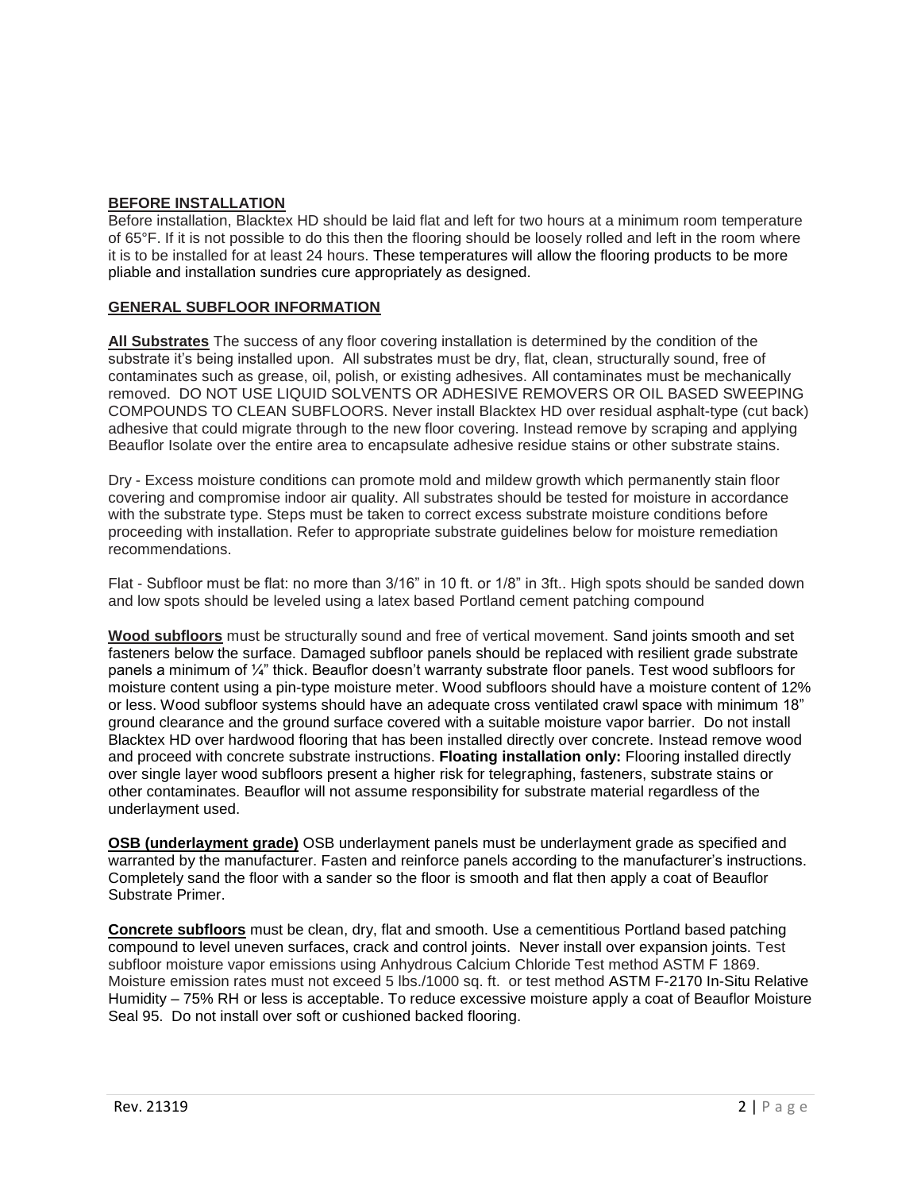## BEFORE INSTALLATION

Before installation, Blacktex HD should be laid flat and left for two hours at a minimum room temperature of 65°F. If it is not possible to do this then the flooring should be loosely rolled and left in the room where it is to be installed for at least 24 hours. These temperatures will allow the flooring products to be more pliable and installation sundries cure appropriately as designed.

## GENERAL SUBFLOOR INFORMATION

**All Substrates** The success of any floor covering installation is determined by the condition of the substrate it's being installed upon. All substrates must be dry, flat, clean, structurally sound, free of contaminates such as grease, oil, polish, or existing adhesives. All contaminates must be mechanically removed. DO NOT USE LIQUID SOLVENTS OR ADHESIVE REMOVERS OR OIL BASED SWEEPING COMPOUNDS TO CLEAN SUBFLOORS. Never install Blacktex HD over residual asphalt-type (cut back) adhesive that could migrate through to the new floor covering. Instead remove by scraping and applying Beauflor Isolate over the entire area to encapsulate adhesive residue stains or other substrate stains.

Dry - Excess moisture conditions can promote mold and mildew growth which permanently stain floor covering and compromise indoor air quality. All substrates should be tested for moisture in accordance with the substrate type. Steps must be taken to correct excess substrate moisture conditions before proceeding with installation. Refer to appropriate substrate guidelines below for moisture remediation recommendations.

Flat - Subfloor must be flat: no more than 3/16" in 10 ft. or 1/8" in 3ft.. High spots should be sanded down and low spots should be leveled using a latex based Portland cement patching compound

**Wood subfloors** must be structurally sound and free of vertical movement. Sand joints smooth and set fasteners below the surface. Damaged subfloor panels should be replaced with resilient grade substrate panels a minimum of ¼" thick. Beauflor doesn't warranty substrate floor panels. Test wood subfloors for moisture content using a pin-type moisture meter. Wood subfloors should have a moisture content of 12% or less. Wood subfloor systems should have an adequate cross ventilated crawl space with minimum 18" ground clearance and the ground surface covered with a suitable moisture vapor barrier. Do not install Blacktex HD over hardwood flooring that has been installed directly over concrete. Instead remove wood and proceed with concrete substrate instructions. **Floating installation only:** Flooring installed directly over single layer wood subfloors present a higher risk for telegraphing, fasteners, substrate stains or other contaminates. Beauflor will not assume responsibility for substrate material regardless of the underlayment used.

**OSB (underlayment grade)** OSB underlayment panels must be underlayment grade as specified and warranted by the manufacturer. Fasten and reinforce panels according to the manufacturer's instructions. Completely sand the floor with a sander so the floor is smooth and flat then apply a coat of Beauflor Substrate Primer.

**Concrete subfloors** must be clean, dry, flat and smooth. Use a cementitious Portland based patching compound to level uneven surfaces, crack and control joints. Never install over expansion joints. Test subfloor moisture vapor emissions using Anhydrous Calcium Chloride Test method ASTM F 1869. Moisture emission rates must not exceed 5 lbs./1000 sq. ft. or test method ASTM F-2170 In-Situ Relative Humidity – 75% RH or less is acceptable. To reduce excessive moisture apply a coat of Beauflor Moisture Seal 95. Do not install over soft or cushioned backed flooring.

Rev. 21319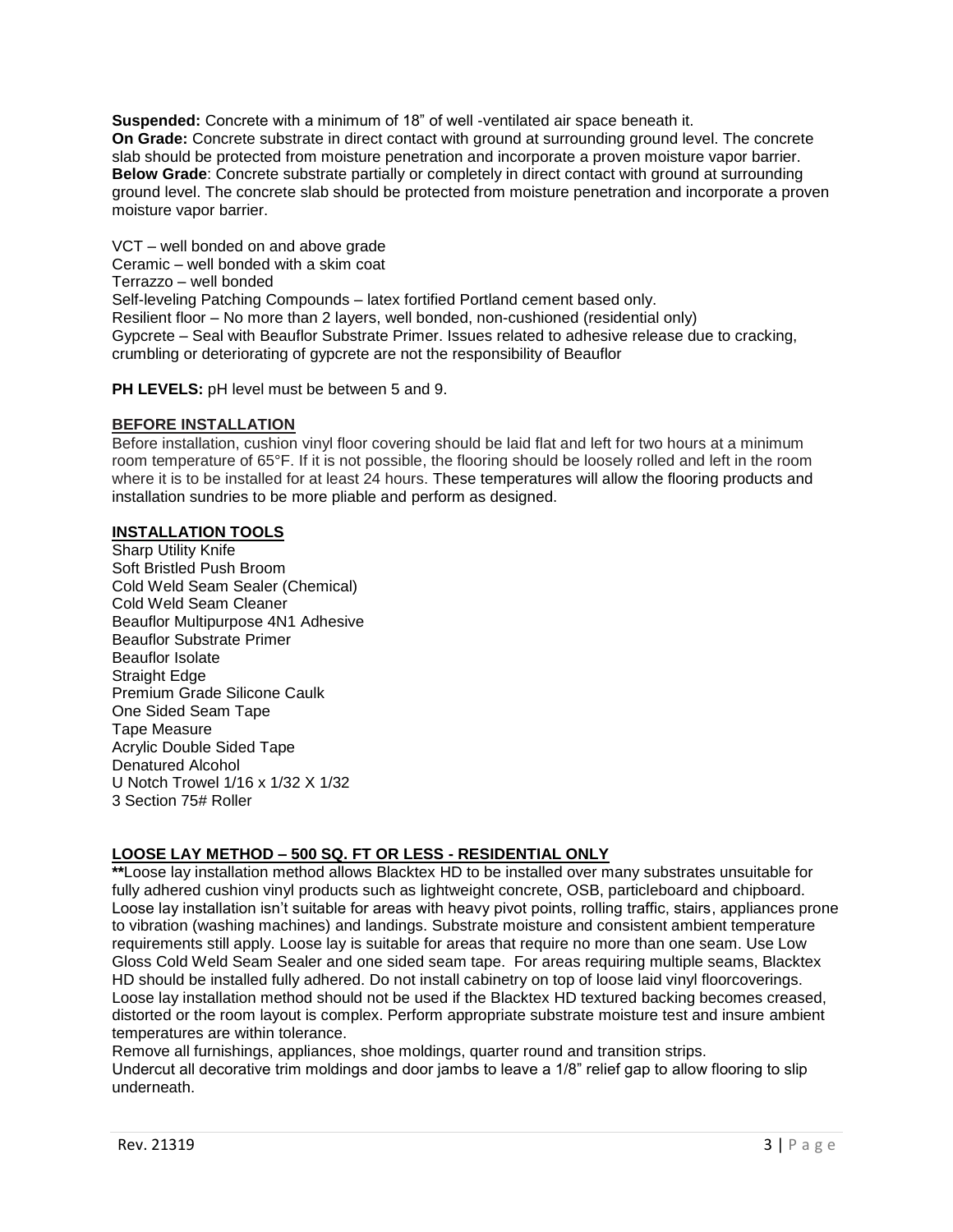**Suspended:** Concrete with a minimum of 18" of well -ventilated air space beneath it.
**On Grade:** Concrete substrate in direct contact with ground at surrounding ground level. The concrete slab should be protected from moisture penetration and incorporate a proven moisture vapor barrier.
**Below Grade**: Concrete substrate partially or completely in direct contact with ground at surrounding ground level. The concrete slab should be protected from moisture penetration and incorporate a proven moisture vapor barrier.

VCT – well bonded on and above grade
Ceramic – well bonded with a skim coat
Terrazzo – well bonded
Self-leveling Patching Compounds – latex fortified Portland cement based only.
Resilient floor – No more than 2 layers, well bonded, non-cushioned (residential only)
Gypcrete – Seal with Beauflor Substrate Primer. Issues related to adhesive release due to cracking, crumbling or deteriorating of gypcrete are not the responsibility of Beauflor

**PH LEVELS:** pH level must be between 5 and 9.

## BEFORE INSTALLATION

Before installation, cushion vinyl floor covering should be laid flat and left for two hours at a minimum room temperature of 65°F. If it is not possible, the flooring should be loosely rolled and left in the room where it is to be installed for at least 24 hours. These temperatures will allow the flooring products and installation sundries to be more pliable and perform as designed.

## INSTALLATION TOOLS

Sharp Utility Knife
Soft Bristled Push Broom
Cold Weld Seam Sealer (Chemical)
Cold Weld Seam Cleaner
Beauflor Multipurpose 4N1 Adhesive
Beauflor Substrate Primer
Beauflor Isolate
Straight Edge
Premium Grade Silicone Caulk
One Sided Seam Tape
Tape Measure
Acrylic Double Sided Tape
Denatured Alcohol
U Notch Trowel 1/16 x 1/32 X 1/32
3 Section 75# Roller

## LOOSE LAY METHOD – 500 SQ. FT OR LESS - RESIDENTIAL ONLY

**Loose lay installation method allows Blacktex HD to be installed over many substrates unsuitable for fully adhered cushion vinyl products such as lightweight concrete, OSB, particleboard and chipboard. Loose lay installation isn't suitable for areas with heavy pivot points, rolling traffic, stairs, appliances prone to vibration (washing machines) and landings. Substrate moisture and consistent ambient temperature requirements still apply. Loose lay is suitable for areas that require no more than one seam. Use Low Gloss Cold Weld Seam Sealer and one sided seam tape. For areas requiring multiple seams, Blacktex HD should be installed fully adhered. Do not install cabinetry on top of loose laid vinyl floorcoverings. Loose lay installation method should not be used if the Blacktex HD textured backing becomes creased, distorted or the room layout is complex. Perform appropriate substrate moisture test and insure ambient temperatures are within tolerance.
Remove all furnishings, appliances, shoe moldings, quarter round and transition strips.
Undercut all decorative trim moldings and door jambs to leave a 1/8" relief gap to allow flooring to slip underneath.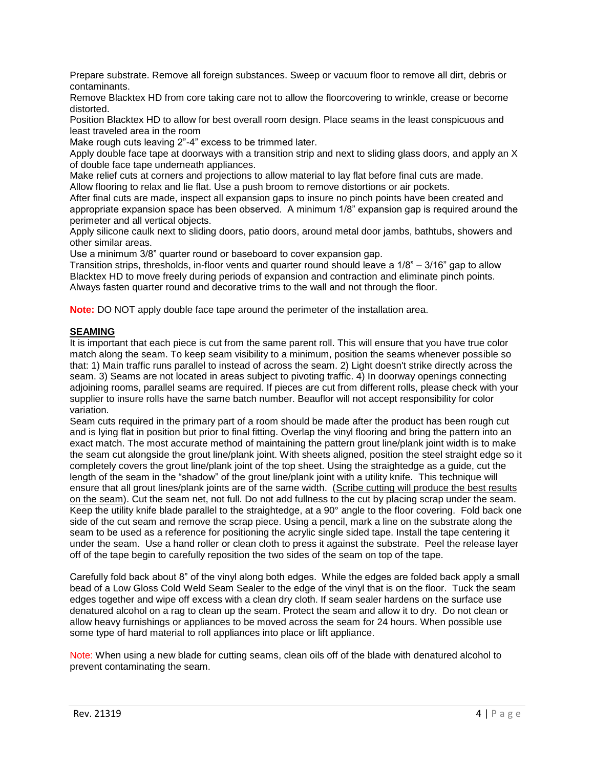Prepare substrate. Remove all foreign substances. Sweep or vacuum floor to remove all dirt, debris or contaminants.

Remove Blacktex HD from core taking care not to allow the floorcovering to wrinkle, crease or become distorted.

Position Blacktex HD to allow for best overall room design. Place seams in the least conspicuous and least traveled area in the room

Make rough cuts leaving 2”-4” excess to be trimmed later.

Apply double face tape at doorways with a transition strip and next to sliding glass doors, and apply an X of double face tape underneath appliances.

Make relief cuts at corners and projections to allow material to lay flat before final cuts are made.

Allow flooring to relax and lie flat. Use a push broom to remove distortions or air pockets.

After final cuts are made, inspect all expansion gaps to insure no pinch points have been created and appropriate expansion space has been observed. A minimum 1/8” expansion gap is required around the perimeter and all vertical objects.

Apply silicone caulk next to sliding doors, patio doors, around metal door jambs, bathtubs, showers and other similar areas.

Use a minimum 3/8” quarter round or baseboard to cover expansion gap.

Transition strips, thresholds, in-floor vents and quarter round should leave a 1/8” – 3/16” gap to allow Blacktex HD to move freely during periods of expansion and contraction and eliminate pinch points.

Always fasten quarter round and decorative trims to the wall and not through the floor.

**Note:** DO NOT apply double face tape around the perimeter of the installation area.

## SEAMING

It is important that each piece is cut from the same parent roll. This will ensure that you have true color match along the seam. To keep seam visibility to a minimum, position the seams whenever possible so that: 1) Main traffic runs parallel to instead of across the seam. 2) Light doesn't strike directly across the seam. 3) Seams are not located in areas subject to pivoting traffic. 4) In doorway openings connecting adjoining rooms, parallel seams are required. If pieces are cut from different rolls, please check with your supplier to insure rolls have the same batch number. Beauflor will not accept responsibility for color variation.

Seam cuts required in the primary part of a room should be made after the product has been rough cut and is lying flat in position but prior to final fitting. Overlap the vinyl flooring and bring the pattern into an exact match. The most accurate method of maintaining the pattern grout line/plank joint width is to make the seam cut alongside the grout line/plank joint. With sheets aligned, position the steel straight edge so it completely covers the grout line/plank joint of the top sheet. Using the straightedge as a guide, cut the length of the seam in the “shadow” of the grout line/plank joint with a utility knife. This technique will ensure that all grout lines/plank joints are of the same width. (Scribe cutting will produce the best results on the seam). Cut the seam net, not full. Do not add fullness to the cut by placing scrap under the seam. Keep the utility knife blade parallel to the straightedge, at a 90° angle to the floor covering. Fold back one side of the cut seam and remove the scrap piece. Using a pencil, mark a line on the substrate along the seam to be used as a reference for positioning the acrylic single sided tape. Install the tape centering it under the seam. Use a hand roller or clean cloth to press it against the substrate. Peel the release layer off of the tape begin to carefully reposition the two sides of the seam on top of the tape.

Carefully fold back about 8” of the vinyl along both edges. While the edges are folded back apply a small bead of a Low Gloss Cold Weld Seam Sealer to the edge of the vinyl that is on the floor. Tuck the seam edges together and wipe off excess with a clean dry cloth. If seam sealer hardens on the surface use denatured alcohol on a rag to clean up the seam. Protect the seam and allow it to dry. Do not clean or allow heavy furnishings or appliances to be moved across the seam for 24 hours. When possible use some type of hard material to roll appliances into place or lift appliance.

Note: When using a new blade for cutting seams, clean oils off of the blade with denatured alcohol to prevent contaminating the seam.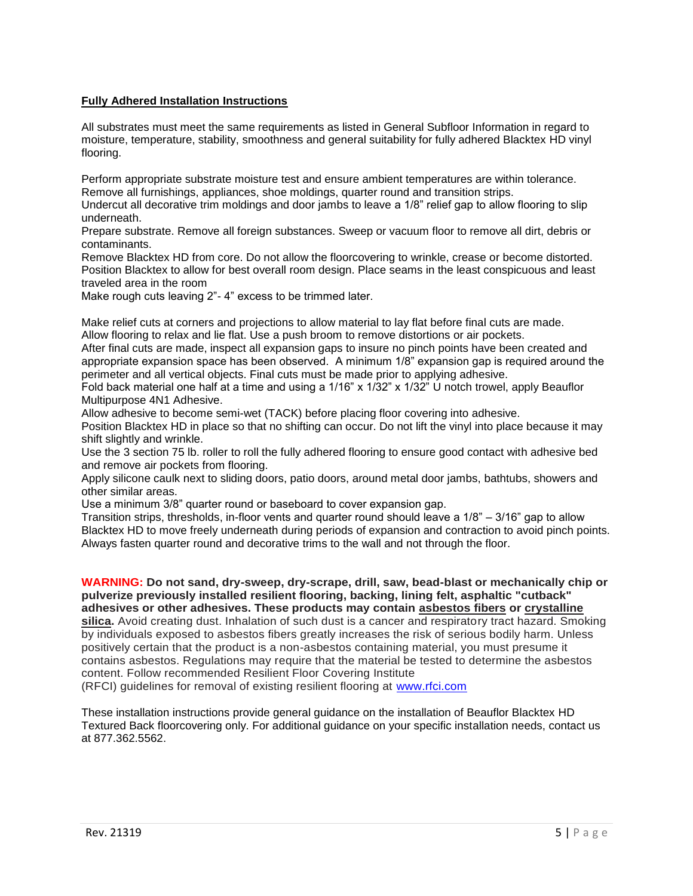## Fully Adhered Installation Instructions

All substrates must meet the same requirements as listed in General Subfloor Information in regard to moisture, temperature, stability, smoothness and general suitability for fully adhered Blacktex HD vinyl flooring.

Perform appropriate substrate moisture test and ensure ambient temperatures are within tolerance.
Remove all furnishings, appliances, shoe moldings, quarter round and transition strips.
Undercut all decorative trim moldings and door jambs to leave a 1/8" relief gap to allow flooring to slip underneath.
Prepare substrate. Remove all foreign substances. Sweep or vacuum floor to remove all dirt, debris or contaminants.
Remove Blacktex HD from core. Do not allow the floorcovering to wrinkle, crease or become distorted.
Position Blacktex to allow for best overall room design. Place seams in the least conspicuous and least traveled area in the room
Make rough cuts leaving 2"- 4" excess to be trimmed later.

Make relief cuts at corners and projections to allow material to lay flat before final cuts are made.
Allow flooring to relax and lie flat. Use a push broom to remove distortions or air pockets.
After final cuts are made, inspect all expansion gaps to insure no pinch points have been created and appropriate expansion space has been observed. A minimum 1/8" expansion gap is required around the perimeter and all vertical objects. Final cuts must be made prior to applying adhesive.
Fold back material one half at a time and using a 1/16" x 1/32" x 1/32" U notch trowel, apply Beauflor Multipurpose 4N1 Adhesive.
Allow adhesive to become semi-wet (TACK) before placing floor covering into adhesive.
Position Blacktex HD in place so that no shifting can occur. Do not lift the vinyl into place because it may shift slightly and wrinkle.
Use the 3 section 75 lb. roller to roll the fully adhered flooring to ensure good contact with adhesive bed and remove air pockets from flooring.
Apply silicone caulk next to sliding doors, patio doors, around metal door jambs, bathtubs, showers and other similar areas.
Use a minimum 3/8" quarter round or baseboard to cover expansion gap.
Transition strips, thresholds, in-floor vents and quarter round should leave a 1/8" – 3/16" gap to allow Blacktex HD to move freely underneath during periods of expansion and contraction to avoid pinch points.
Always fasten quarter round and decorative trims to the wall and not through the floor.

**WARNING: Do not sand, dry-sweep, dry-scrape, drill, saw, bead-blast or mechanically chip or pulverize previously installed resilient flooring, backing, lining felt, asphaltic "cutback" adhesives or other adhesives. These products may contain asbestos fibers or crystalline silica.** Avoid creating dust. Inhalation of such dust is a cancer and respiratory tract hazard. Smoking by individuals exposed to asbestos fibers greatly increases the risk of serious bodily harm. Unless positively certain that the product is a non-asbestos containing material, you must presume it contains asbestos. Regulations may require that the material be tested to determine the asbestos content. Follow recommended Resilient Floor Covering Institute (RFCI) guidelines for removal of existing resilient flooring at www.rfci.com

These installation instructions provide general guidance on the installation of Beauflor Blacktex HD Textured Back floorcovering only. For additional guidance on your specific installation needs, contact us at 877.362.5562.

Rev. 21319